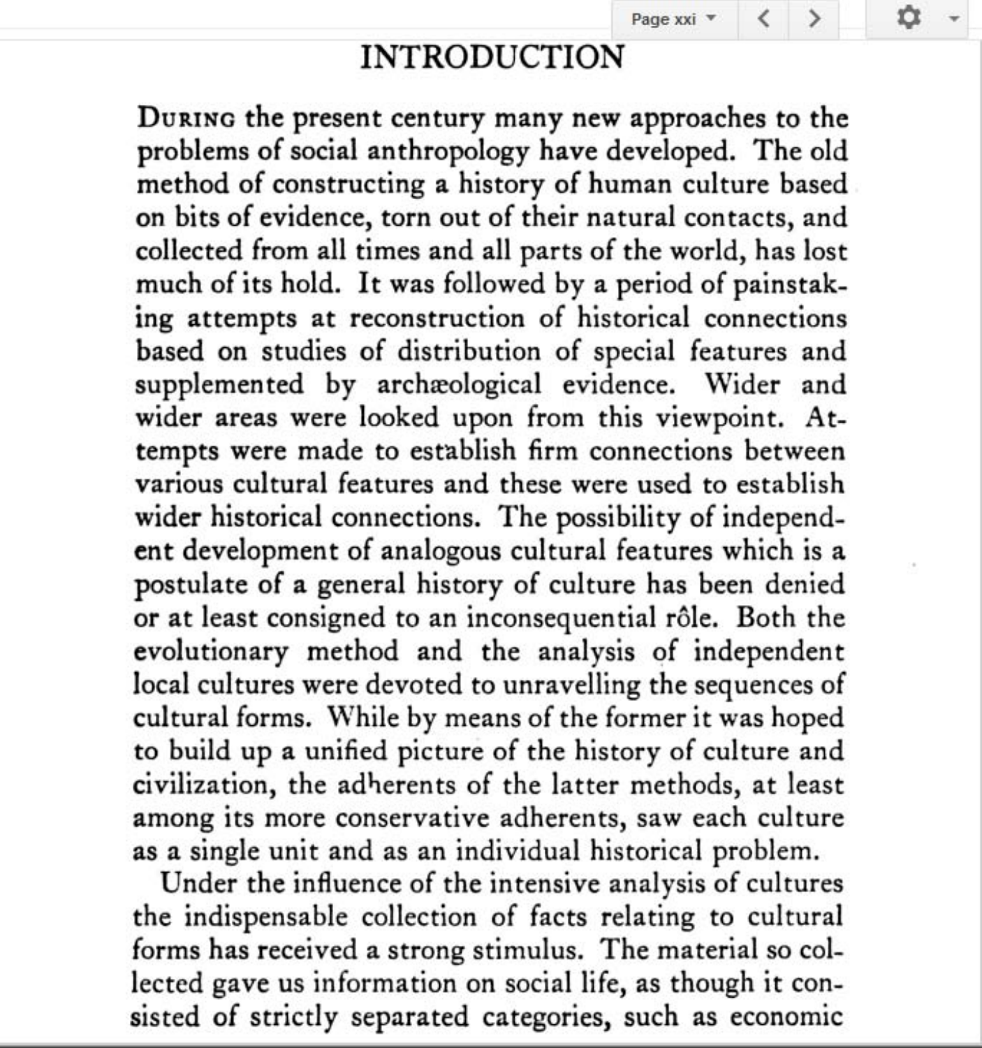# INTRODUCTION

During the present century many new approaches to the problems of social anthropology have developed. The old method of constructing a history of human culture based on bits of evidence, torn out of their natural contacts, and collected from all times and all parts of the world, has lost much of its hold. It was followed by a period of painstaking attempts at reconstruction of historical connections based on studies of distribution of special features and supplemented by archæological evidence. Wider and wider areas were looked upon from this viewpoint. Attempts were made to establish firm connections between various cultural features and these were used to establish wider historical connections. The possibility of independent development of analogous cultural features which is a postulate of a general history of culture has been denied or at least consigned to an inconsequential rôle. Both the evolutionary method and the analysis of independent local cultures were devoted to unravelling the sequences of cultural forms. While by means of the former it was hoped to build up a unified picture of the history of culture and civilization, the adherents of the latter methods, at least among its more conservative adherents, saw each culture as a single unit and as an individual historical problem.

Under the influence of the intensive analysis of cultures the indispensable collection of facts relating to cultural forms has received a strong stimulus. The material so collected gave us information on social life, as though it consisted of strictly separated categories, such as economic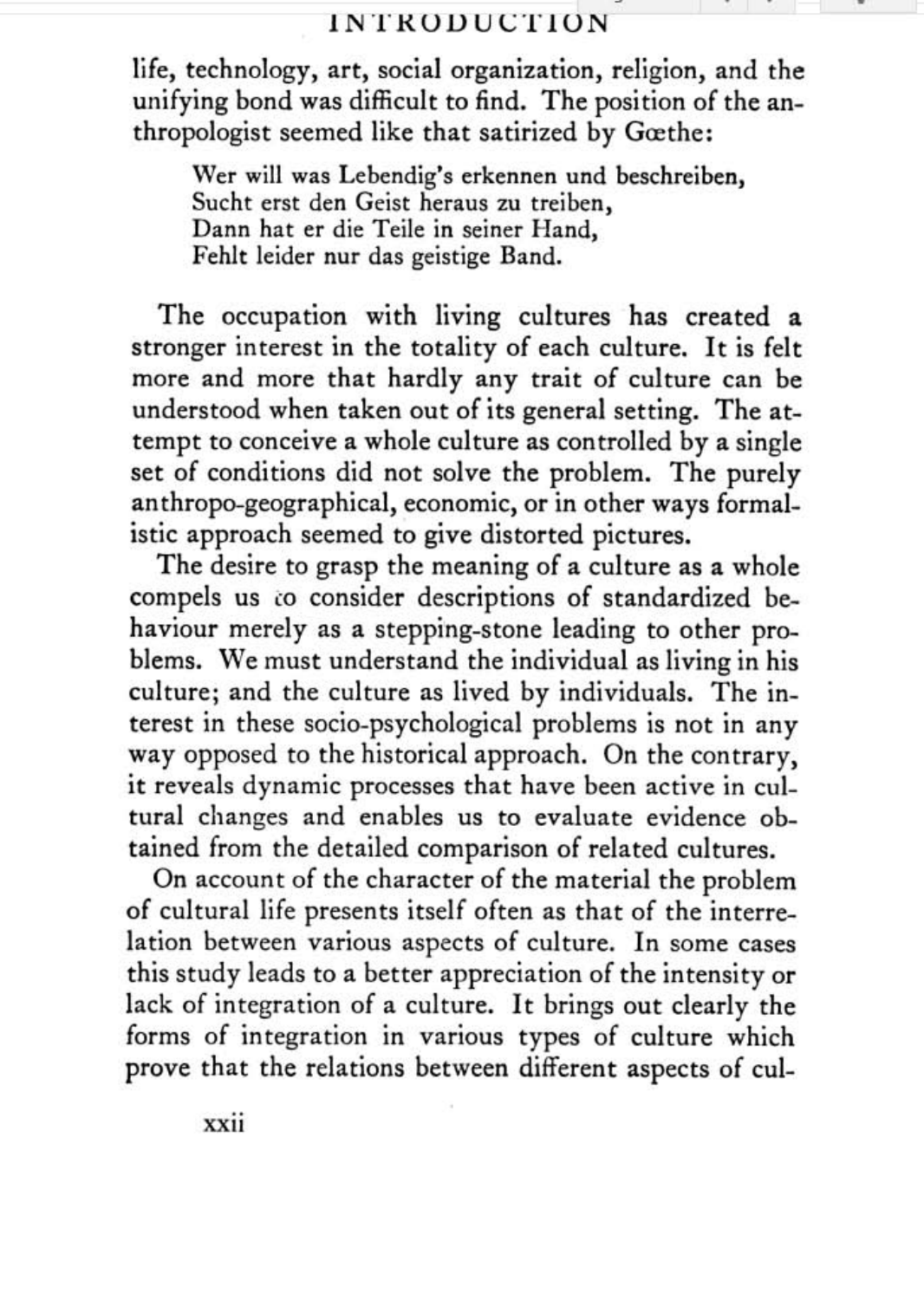life, technology, art, social organization, religion, and the unifying bond was difficult to find. The position of the anthropologist seemed like that satirized by Gœthe:

> Wer will was Lebendig's erkennen und beschreiben,
> Sucht erst den Geist heraus zu treiben,
> Dann hat er die Teile in seiner Hand,
> Fehlt leider nur das geistige Band.

The occupation with living cultures has created a stronger interest in the totality of each culture. It is felt more and more that hardly any trait of culture can be understood when taken out of its general setting. The attempt to conceive a whole culture as controlled by a single set of conditions did not solve the problem. The purely anthropo-geographical, economic, or in other ways formalistic approach seemed to give distorted pictures.

The desire to grasp the meaning of a culture as a whole compels us to consider descriptions of standardized behaviour merely as a stepping-stone leading to other problems. We must understand the individual as living in his culture; and the culture as lived by individuals. The interest in these socio-psychological problems is not in any way opposed to the historical approach. On the contrary, it reveals dynamic processes that have been active in cultural changes and enables us to evaluate evidence obtained from the detailed comparison of related cultures.

On account of the character of the material the problem of cultural life presents itself often as that of the interrelation between various aspects of culture. In some cases this study leads to a better appreciation of the intensity or lack of integration of a culture. It brings out clearly the forms of integration in various types of culture which prove that the relations between different aspects of cul-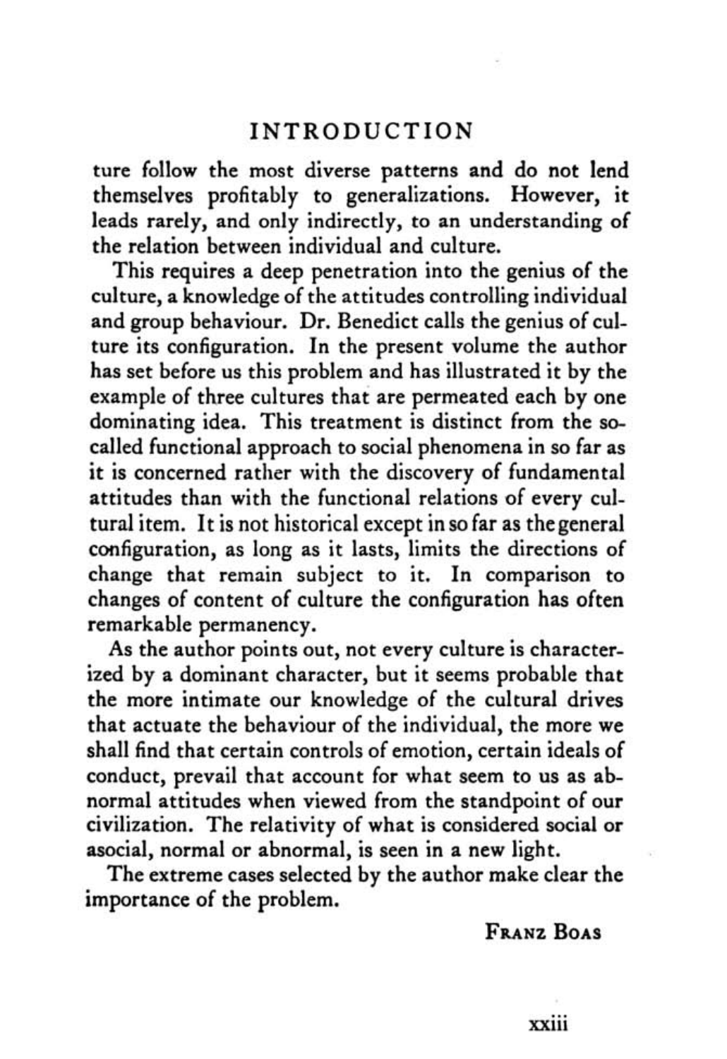ture follow the most diverse patterns and do not lend themselves profitably to generalizations. However, it leads rarely, and only indirectly, to an understanding of the relation between individual and culture.

This requires a deep penetration into the genius of the culture, a knowledge of the attitudes controlling individual and group behaviour. Dr. Benedict calls the genius of culture its configuration. In the present volume the author has set before us this problem and has illustrated it by the example of three cultures that are permeated each by one dominating idea. This treatment is distinct from the so-called functional approach to social phenomena in so far as it is concerned rather with the discovery of fundamental attitudes than with the functional relations of every cultural item. It is not historical except in so far as the general configuration, as long as it lasts, limits the directions of change that remain subject to it. In comparison to changes of content of culture the configuration has often remarkable permanency.

As the author points out, not every culture is characterized by a dominant character, but it seems probable that the more intimate our knowledge of the cultural drives that actuate the behaviour of the individual, the more we shall find that certain controls of emotion, certain ideals of conduct, prevail that account for what seem to us as abnormal attitudes when viewed from the standpoint of our civilization. The relativity of what is considered social or asocial, normal or abnormal, is seen in a new light.

The extreme cases selected by the author make clear the importance of the problem.

Franz Boas